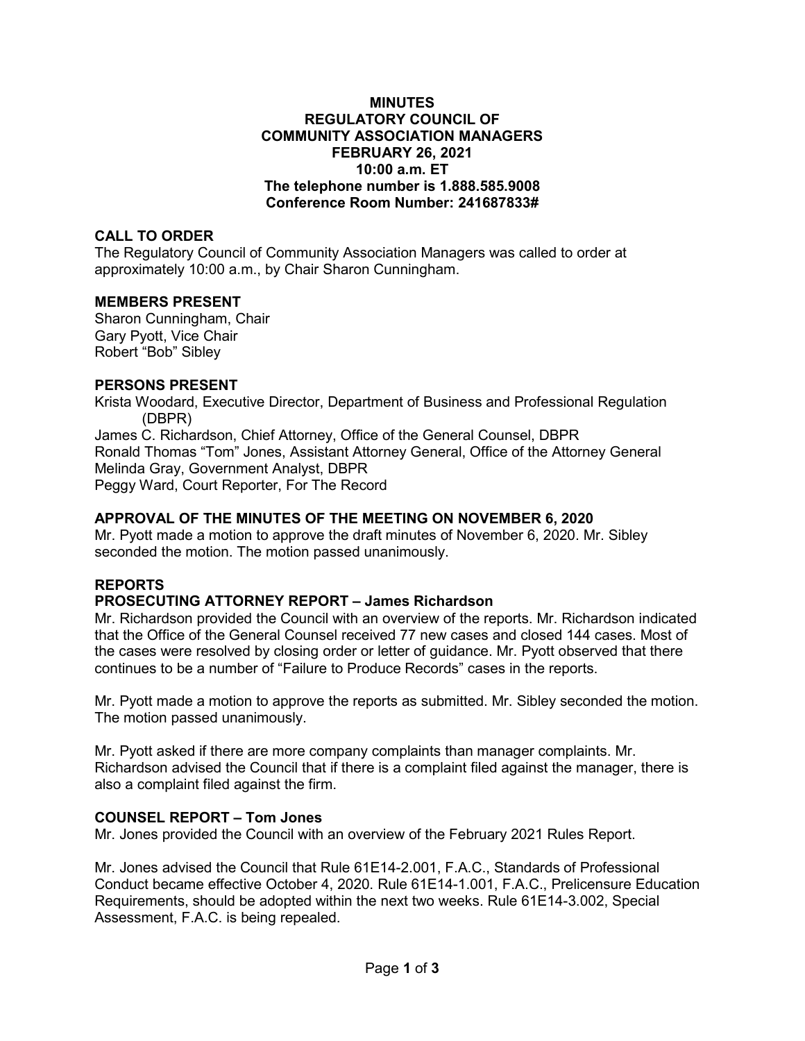# MINUTES
# REGULATORY COUNCIL OF COMMUNITY ASSOCIATION MANAGERS
## FEBRUARY 26, 2021
## 10:00 a.m. ET
## The telephone number is 1.888.585.9008
## Conference Room Number: 241687833#

### CALL TO ORDER

The Regulatory Council of Community Association Managers was called to order at approximately 10:00 a.m., by Chair Sharon Cunningham.

### MEMBERS PRESENT

Sharon Cunningham, Chair
Gary Pyott, Vice Chair
Robert "Bob" Sibley

### PERSONS PRESENT

Krista Woodard, Executive Director, Department of Business and Professional Regulation (DBPR)
James C. Richardson, Chief Attorney, Office of the General Counsel, DBPR
Ronald Thomas "Tom" Jones, Assistant Attorney General, Office of the Attorney General
Melinda Gray, Government Analyst, DBPR
Peggy Ward, Court Reporter, For The Record

### APPROVAL OF THE MINUTES OF THE MEETING ON NOVEMBER 6, 2020

Mr. Pyott made a motion to approve the draft minutes of November 6, 2020. Mr. Sibley seconded the motion. The motion passed unanimously.

### REPORTS

### PROSECUTING ATTORNEY REPORT – James Richardson

Mr. Richardson provided the Council with an overview of the reports. Mr. Richardson indicated that the Office of the General Counsel received 77 new cases and closed 144 cases. Most of the cases were resolved by closing order or letter of guidance. Mr. Pyott observed that there continues to be a number of "Failure to Produce Records" cases in the reports.

Mr. Pyott made a motion to approve the reports as submitted. Mr. Sibley seconded the motion. The motion passed unanimously.

Mr. Pyott asked if there are more company complaints than manager complaints. Mr. Richardson advised the Council that if there is a complaint filed against the manager, there is also a complaint filed against the firm.

### COUNSEL REPORT – Tom Jones

Mr. Jones provided the Council with an overview of the February 2021 Rules Report.

Mr. Jones advised the Council that Rule 61E14-2.001, F.A.C., Standards of Professional Conduct became effective October 4, 2020. Rule 61E14-1.001, F.A.C., Prelicensure Education Requirements, should be adopted within the next two weeks. Rule 61E14-3.002, Special Assessment, F.A.C. is being repealed.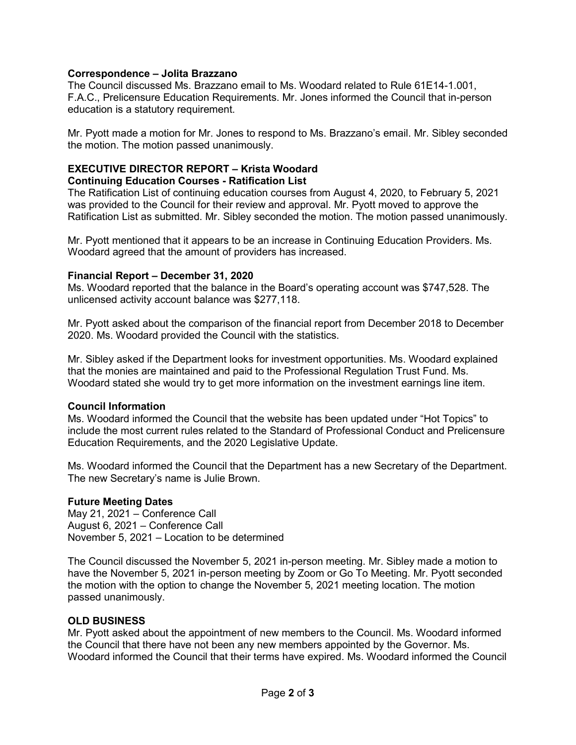**Correspondence – Jolita Brazzano**
The Council discussed Ms. Brazzano email to Ms. Woodard related to Rule 61E14-1.001, F.A.C., Prelicensure Education Requirements. Mr. Jones informed the Council that in-person education is a statutory requirement.

Mr. Pyott made a motion for Mr. Jones to respond to Ms. Brazzano's email. Mr. Sibley seconded the motion. The motion passed unanimously.

## EXECUTIVE DIRECTOR REPORT – Krista Woodard

**Continuing Education Courses - Ratification List**
The Ratification List of continuing education courses from August 4, 2020, to February 5, 2021 was provided to the Council for their review and approval. Mr. Pyott moved to approve the Ratification List as submitted. Mr. Sibley seconded the motion. The motion passed unanimously.

Mr. Pyott mentioned that it appears to be an increase in Continuing Education Providers. Ms. Woodard agreed that the amount of providers has increased.

**Financial Report – December 31, 2020**
Ms. Woodard reported that the balance in the Board's operating account was $747,528. The unlicensed activity account balance was $277,118.

Mr. Pyott asked about the comparison of the financial report from December 2018 to December 2020. Ms. Woodard provided the Council with the statistics.

Mr. Sibley asked if the Department looks for investment opportunities. Ms. Woodard explained that the monies are maintained and paid to the Professional Regulation Trust Fund. Ms. Woodard stated she would try to get more information on the investment earnings line item.

**Council Information**
Ms. Woodard informed the Council that the website has been updated under "Hot Topics" to include the most current rules related to the Standard of Professional Conduct and Prelicensure Education Requirements, and the 2020 Legislative Update.

Ms. Woodard informed the Council that the Department has a new Secretary of the Department. The new Secretary's name is Julie Brown.

**Future Meeting Dates**
May 21, 2021 – Conference Call
August 6, 2021 – Conference Call
November 5, 2021 – Location to be determined

The Council discussed the November 5, 2021 in-person meeting. Mr. Sibley made a motion to have the November 5, 2021 in-person meeting by Zoom or Go To Meeting. Mr. Pyott seconded the motion with the option to change the November 5, 2021 meeting location. The motion passed unanimously.

## OLD BUSINESS

Mr. Pyott asked about the appointment of new members to the Council. Ms. Woodard informed the Council that there have not been any new members appointed by the Governor. Ms. Woodard informed the Council that their terms have expired. Ms. Woodard informed the Council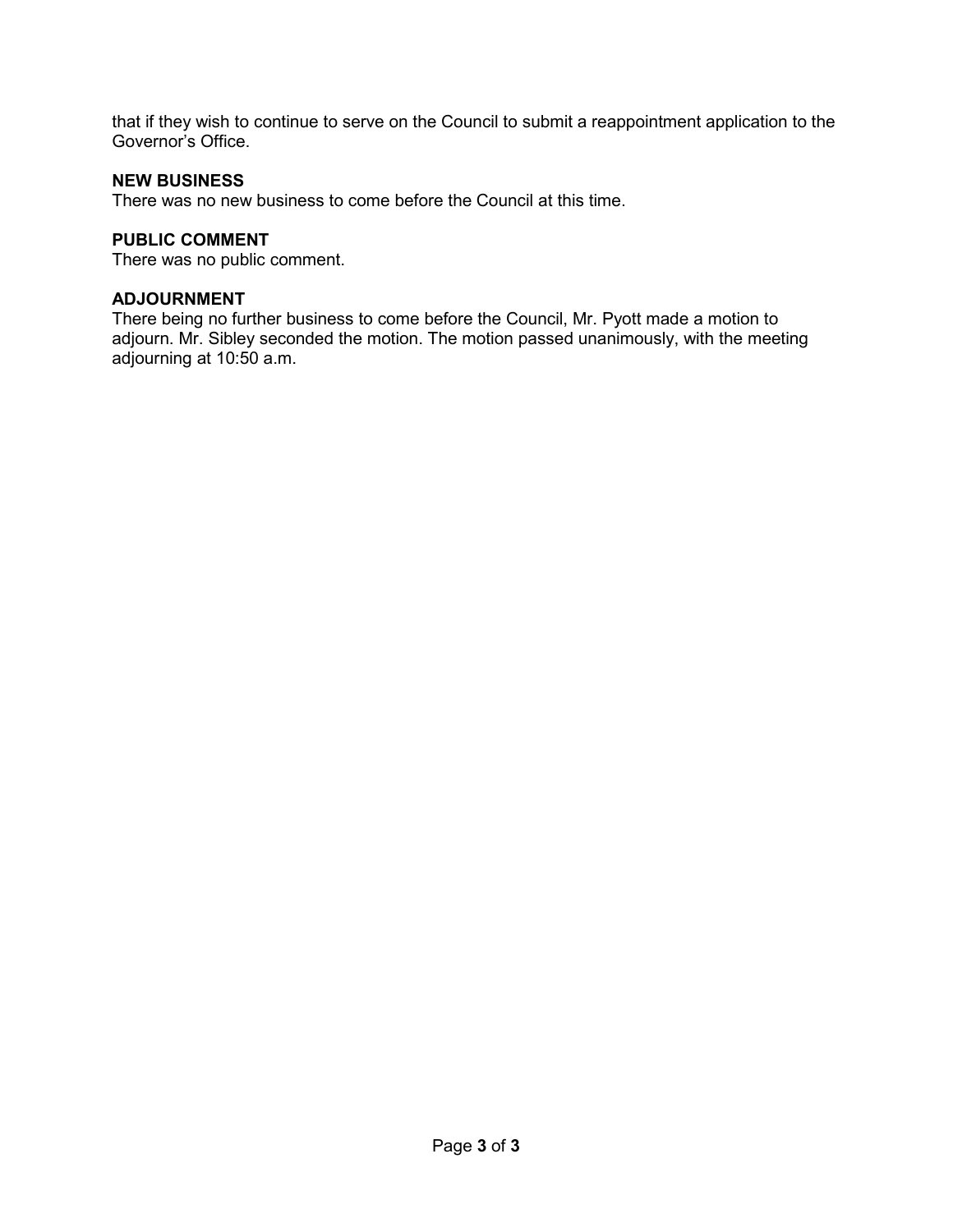that if they wish to continue to serve on the Council to submit a reappointment application to the Governor's Office.

**NEW BUSINESS**
There was no new business to come before the Council at this time.

**PUBLIC COMMENT**
There was no public comment.

**ADJOURNMENT**
There being no further business to come before the Council, Mr. Pyott made a motion to adjourn. Mr. Sibley seconded the motion. The motion passed unanimously, with the meeting adjourning at 10:50 a.m.